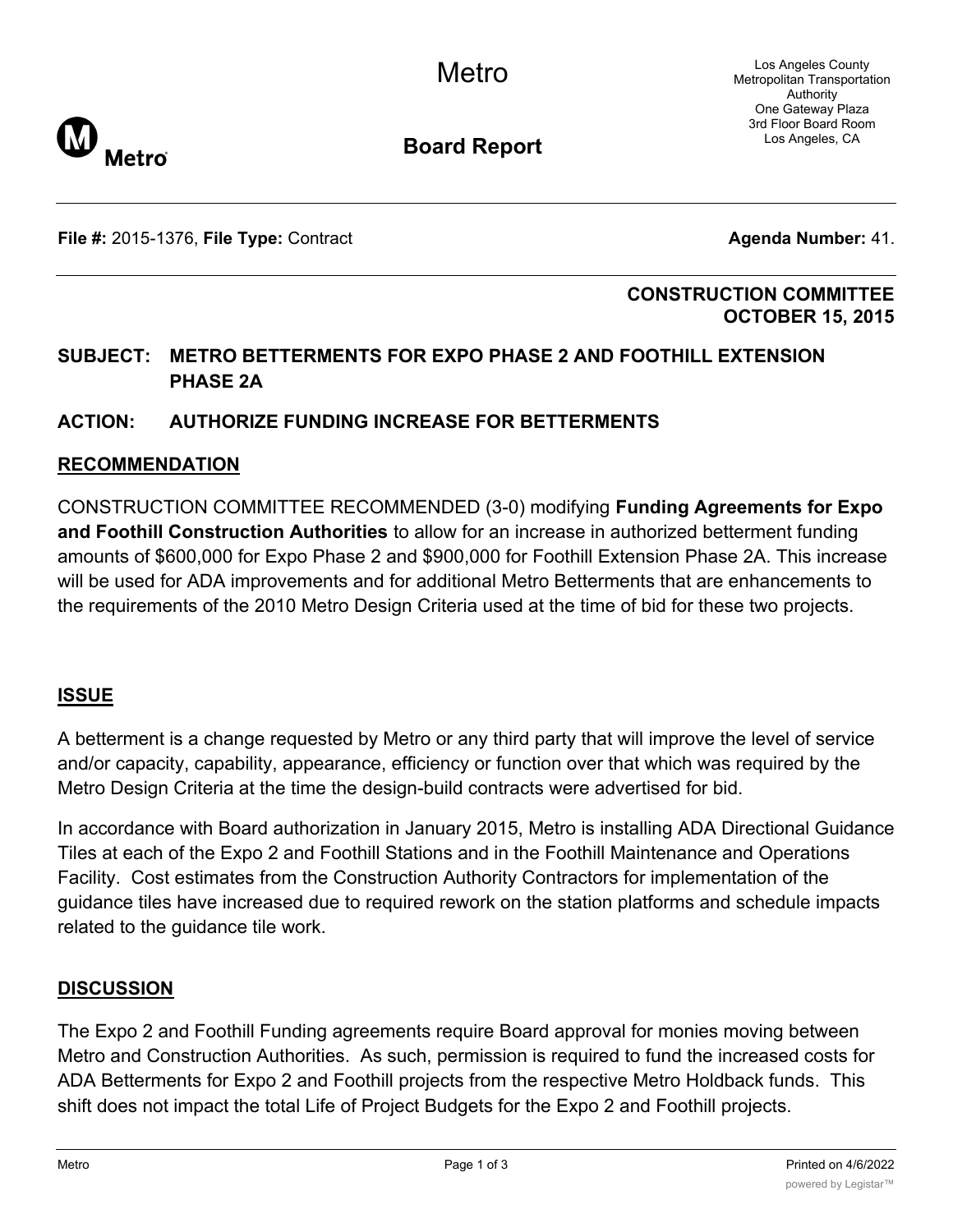Metro

Los Angeles County Metropolitan Transportation Authority
One Gateway Plaza
3rd Floor Board Room
Los Angeles, CA

# Board Report

**File #:** 2015-1376, **File Type:** Contract **Agenda Number:** 41.

**CONSTRUCTION COMMITTEE**
**OCTOBER 15, 2015**

## SUBJECT: METRO BETTERMENTS FOR EXPO PHASE 2 AND FOOTHILL EXTENSION PHASE 2A

## ACTION: AUTHORIZE FUNDING INCREASE FOR BETTERMENTS

## RECOMMENDATION

CONSTRUCTION COMMITTEE RECOMMENDED (3-0) modifying **Funding Agreements for Expo and Foothill Construction Authorities** to allow for an increase in authorized betterment funding amounts of $600,000 for Expo Phase 2 and $900,000 for Foothill Extension Phase 2A. This increase will be used for ADA improvements and for additional Metro Betterments that are enhancements to the requirements of the 2010 Metro Design Criteria used at the time of bid for these two projects.

## ISSUE

A betterment is a change requested by Metro or any third party that will improve the level of service and/or capacity, capability, appearance, efficiency or function over that which was required by the Metro Design Criteria at the time the design-build contracts were advertised for bid.

In accordance with Board authorization in January 2015, Metro is installing ADA Directional Guidance Tiles at each of the Expo 2 and Foothill Stations and in the Foothill Maintenance and Operations Facility. Cost estimates from the Construction Authority Contractors for implementation of the guidance tiles have increased due to required rework on the station platforms and schedule impacts related to the guidance tile work.

## DISCUSSION

The Expo 2 and Foothill Funding agreements require Board approval for monies moving between Metro and Construction Authorities. As such, permission is required to fund the increased costs for ADA Betterments for Expo 2 and Foothill projects from the respective Metro Holdback funds. This shift does not impact the total Life of Project Budgets for the Expo 2 and Foothill projects.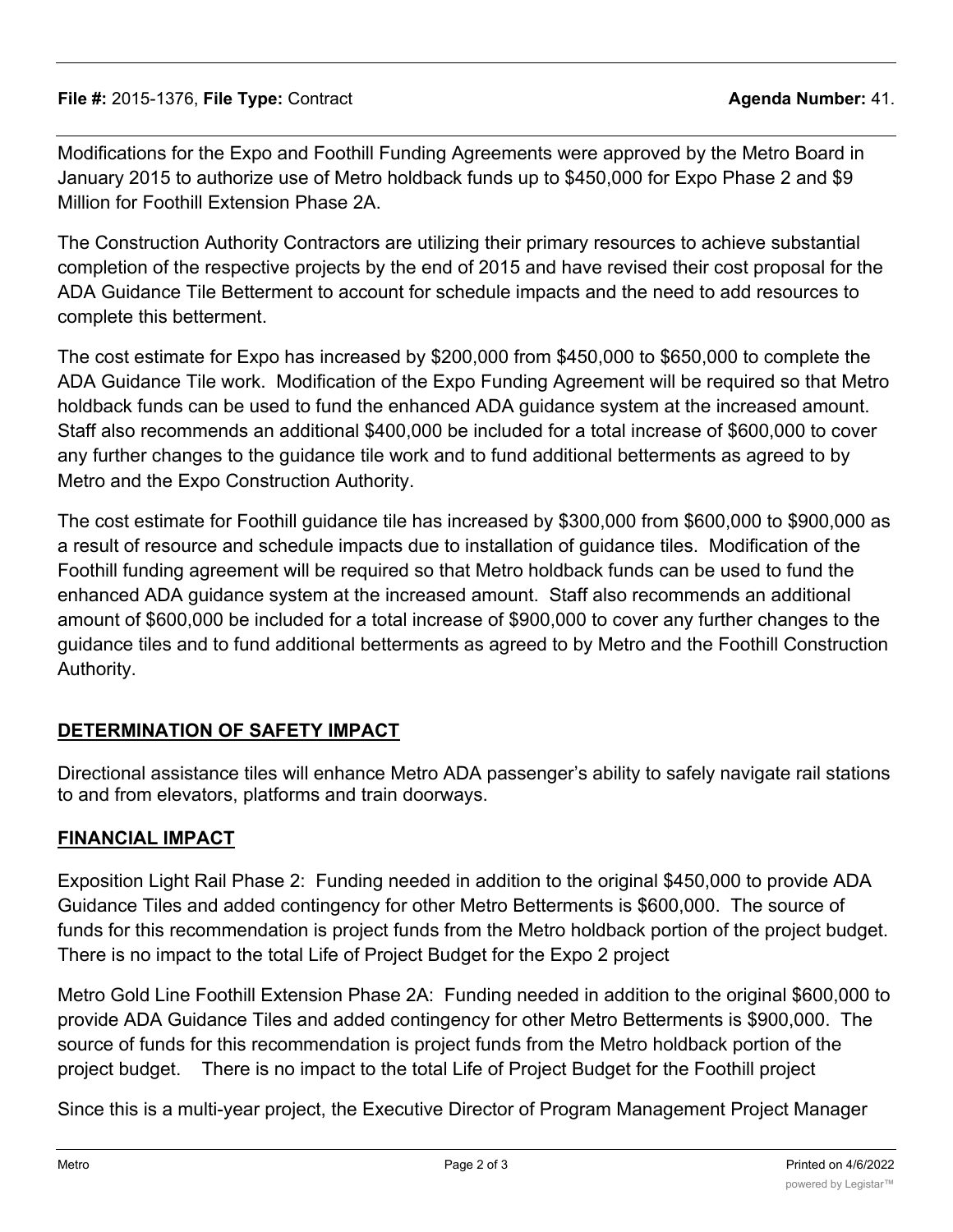Modifications for the Expo and Foothill Funding Agreements were approved by the Metro Board in January 2015 to authorize use of Metro holdback funds up to $450,000 for Expo Phase 2 and $9 Million for Foothill Extension Phase 2A.

The Construction Authority Contractors are utilizing their primary resources to achieve substantial completion of the respective projects by the end of 2015 and have revised their cost proposal for the ADA Guidance Tile Betterment to account for schedule impacts and the need to add resources to complete this betterment.

The cost estimate for Expo has increased by $200,000 from $450,000 to $650,000 to complete the ADA Guidance Tile work. Modification of the Expo Funding Agreement will be required so that Metro holdback funds can be used to fund the enhanced ADA guidance system at the increased amount. Staff also recommends an additional $400,000 be included for a total increase of $600,000 to cover any further changes to the guidance tile work and to fund additional betterments as agreed to by Metro and the Expo Construction Authority.

The cost estimate for Foothill guidance tile has increased by $300,000 from $600,000 to $900,000 as a result of resource and schedule impacts due to installation of guidance tiles. Modification of the Foothill funding agreement will be required so that Metro holdback funds can be used to fund the enhanced ADA guidance system at the increased amount. Staff also recommends an additional amount of $600,000 be included for a total increase of $900,000 to cover any further changes to the guidance tiles and to fund additional betterments as agreed to by Metro and the Foothill Construction Authority.

## DETERMINATION OF SAFETY IMPACT

Directional assistance tiles will enhance Metro ADA passenger's ability to safely navigate rail stations to and from elevators, platforms and train doorways.

## FINANCIAL IMPACT

Exposition Light Rail Phase 2: Funding needed in addition to the original $450,000 to provide ADA Guidance Tiles and added contingency for other Metro Betterments is $600,000. The source of funds for this recommendation is project funds from the Metro holdback portion of the project budget. There is no impact to the total Life of Project Budget for the Expo 2 project

Metro Gold Line Foothill Extension Phase 2A: Funding needed in addition to the original $600,000 to provide ADA Guidance Tiles and added contingency for other Metro Betterments is $900,000. The source of funds for this recommendation is project funds from the Metro holdback portion of the project budget. There is no impact to the total Life of Project Budget for the Foothill project

Since this is a multi-year project, the Executive Director of Program Management Project Manager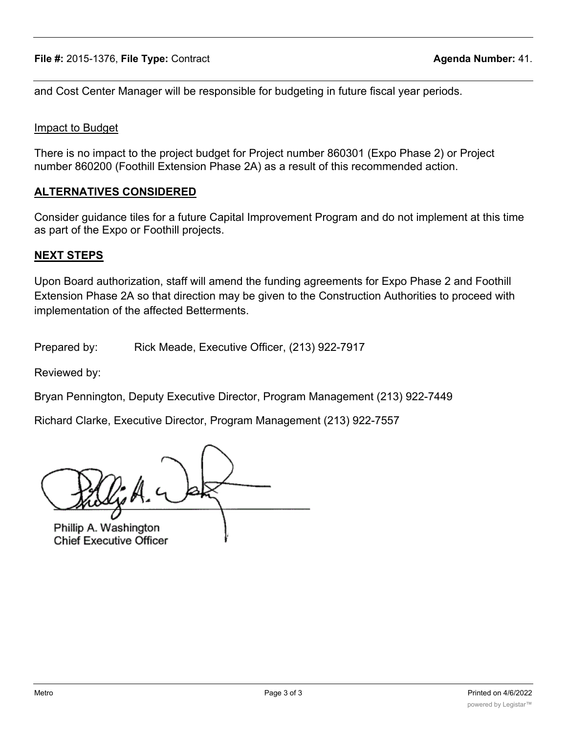and Cost Center Manager will be responsible for budgeting in future fiscal year periods.

Impact to Budget

There is no impact to the project budget for Project number 860301 (Expo Phase 2) or Project number 860200 (Foothill Extension Phase 2A) as a result of this recommended action.

## ALTERNATIVES CONSIDERED

Consider guidance tiles for a future Capital Improvement Program and do not implement at this time as part of the Expo or Foothill projects.

## NEXT STEPS

Upon Board authorization, staff will amend the funding agreements for Expo Phase 2 and Foothill Extension Phase 2A so that direction may be given to the Construction Authorities to proceed with implementation of the affected Betterments.

Prepared by: Rick Meade, Executive Officer, (213) 922-7917

Reviewed by:

Bryan Pennington, Deputy Executive Director, Program Management (213) 922-7449

Richard Clarke, Executive Director, Program Management (213) 922-7557

Phillip A. Washington
Chief Executive Officer